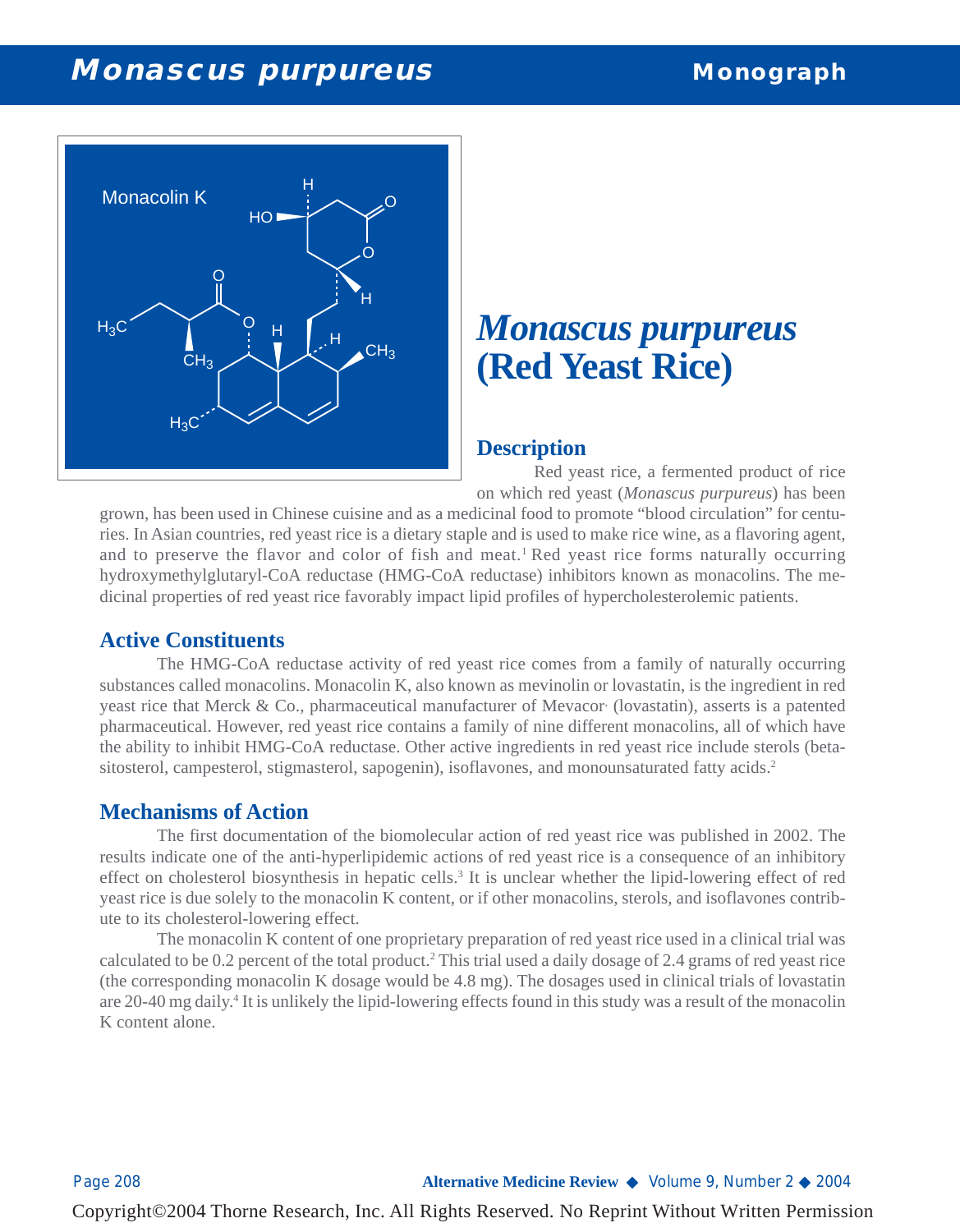# *Monascus purpureus* (Red Yeast Rice)

## Description

Red yeast rice, a fermented product of rice on which red yeast (*Monascus purpureus*) has been grown, has been used in Chinese cuisine and as a medicinal food to promote "blood circulation" for centuries. In Asian countries, red yeast rice is a dietary staple and is used to make rice wine, as a flavoring agent, and to preserve the flavor and color of fish and meat.[1] Red yeast rice forms naturally occurring hydroxymethylglutaryl-CoA reductase (HMG-CoA reductase) inhibitors known as monacolins. The medicinal properties of red yeast rice favorably impact lipid profiles of hypercholesterolemic patients.

## Active Constituents

The HMG-CoA reductase activity of red yeast rice comes from a family of naturally occurring substances called monacolins. Monacolin K, also known as mevinolin or lovastatin, is the ingredient in red yeast rice that Merck & Co., pharmaceutical manufacturer of Mevacor (lovastatin), asserts is a patented pharmaceutical. However, red yeast rice contains a family of nine different monacolins, all of which have the ability to inhibit HMG-CoA reductase. Other active ingredients in red yeast rice include sterols (beta-sitosterol, campesterol, stigmasterol, sapogenin), isoflavones, and monounsaturated fatty acids.[2]

## Mechanisms of Action

The first documentation of the biomolecular action of red yeast rice was published in 2002. The results indicate one of the anti-hyperlipidemic actions of red yeast rice is a consequence of an inhibitory effect on cholesterol biosynthesis in hepatic cells.[3] It is unclear whether the lipid-lowering effect of red yeast rice is due solely to the monacolin K content, or if other monacolins, sterols, and isoflavones contribute to its cholesterol-lowering effect.

The monacolin K content of one proprietary preparation of red yeast rice used in a clinical trial was calculated to be 0.2 percent of the total product.[2] This trial used a daily dosage of 2.4 grams of red yeast rice (the corresponding monacolin K dosage would be 4.8 mg). The dosages used in clinical trials of lovastatin are 20-40 mg daily.[4] It is unlikely the lipid-lowering effects found in this study was a result of the monacolin K content alone.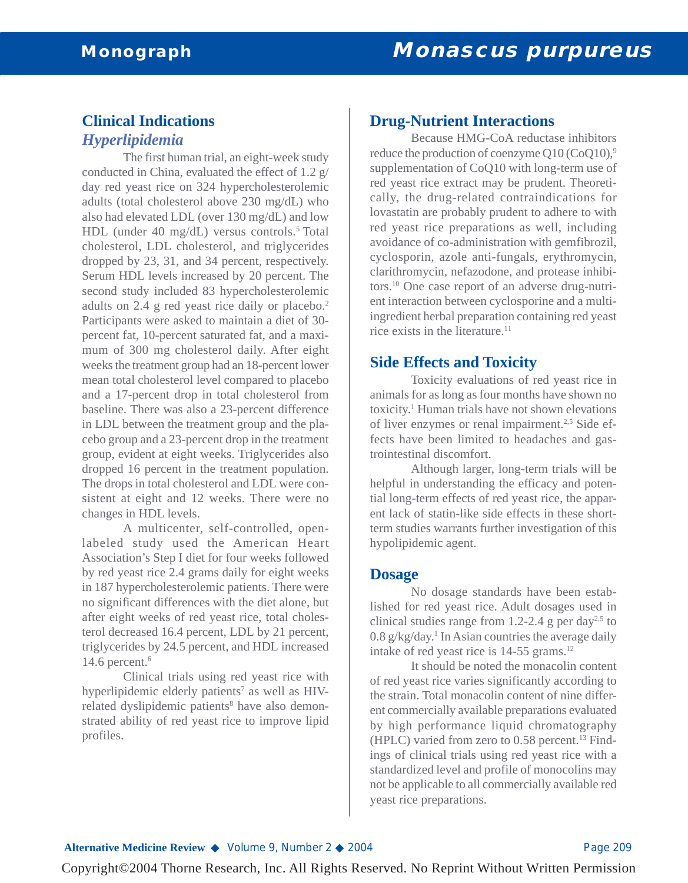## Clinical Indications

### *Hyperlipidemia*

The first human trial, an eight-week study conducted in China, evaluated the effect of 1.2 g/day red yeast rice on 324 hypercholesterolemic adults (total cholesterol above 230 mg/dL) who also had elevated LDL (over 130 mg/dL) and low HDL (under 40 mg/dL) versus controls.[5] Total cholesterol, LDL cholesterol, and triglycerides dropped by 23, 31, and 34 percent, respectively. Serum HDL levels increased by 20 percent. The second study included 83 hypercholesterolemic adults on 2.4 g red yeast rice daily or placebo.[2] Participants were asked to maintain a diet of 30-percent fat, 10-percent saturated fat, and a maximum of 300 mg cholesterol daily. After eight weeks the treatment group had an 18-percent lower mean total cholesterol level compared to placebo and a 17-percent drop in total cholesterol from baseline. There was also a 23-percent difference in LDL between the treatment group and the placebo group and a 23-percent drop in the treatment group, evident at eight weeks. Triglycerides also dropped 16 percent in the treatment population. The drops in total cholesterol and LDL were consistent at eight and 12 weeks. There were no changes in HDL levels.

A multicenter, self-controlled, open-labeled study used the American Heart Association's Step I diet for four weeks followed by red yeast rice 2.4 grams daily for eight weeks in 187 hypercholesterolemic patients. There were no significant differences with the diet alone, but after eight weeks of red yeast rice, total cholesterol decreased 16.4 percent, LDL by 21 percent, triglycerides by 24.5 percent, and HDL increased 14.6 percent.[6]

Clinical trials using red yeast rice with hyperlipidemic elderly patients[7] as well as HIV-related dyslipidemic patients[8] have also demonstrated ability of red yeast rice to improve lipid profiles.

## Drug-Nutrient Interactions

Because HMG-CoA reductase inhibitors reduce the production of coenzyme Q10 (CoQ10),[9] supplementation of CoQ10 with long-term use of red yeast rice extract may be prudent. Theoretically, the drug-related contraindications for lovastatin are probably prudent to adhere to with red yeast rice preparations as well, including avoidance of co-administration with gemfibrozil, cyclosporin, azole anti-fungals, erythromycin, clarithromycin, nefazodone, and protease inhibitors.[10] One case report of an adverse drug-nutrient interaction between cyclosporine and a multi-ingredient herbal preparation containing red yeast rice exists in the literature.[11]

## Side Effects and Toxicity

Toxicity evaluations of red yeast rice in animals for as long as four months have shown no toxicity.[1] Human trials have not shown elevations of liver enzymes or renal impairment.[2,5] Side effects have been limited to headaches and gastrointestinal discomfort.

Although larger, long-term trials will be helpful in understanding the efficacy and potential long-term effects of red yeast rice, the apparent lack of statin-like side effects in these short-term studies warrants further investigation of this hypolipidemic agent.

## Dosage

No dosage standards have been established for red yeast rice. Adult dosages used in clinical studies range from 1.2-2.4 g per day[2,5] to 0.8 g/kg/day.[1] In Asian countries the average daily intake of red yeast rice is 14-55 grams.[12]

It should be noted the monacolin content of red yeast rice varies significantly according to the strain. Total monacolin content of nine different commercially available preparations evaluated by high performance liquid chromatography (HPLC) varied from zero to 0.58 percent.[13] Findings of clinical trials using red yeast rice with a standardized level and profile of monocolins may not be applicable to all commercially available red yeast rice preparations.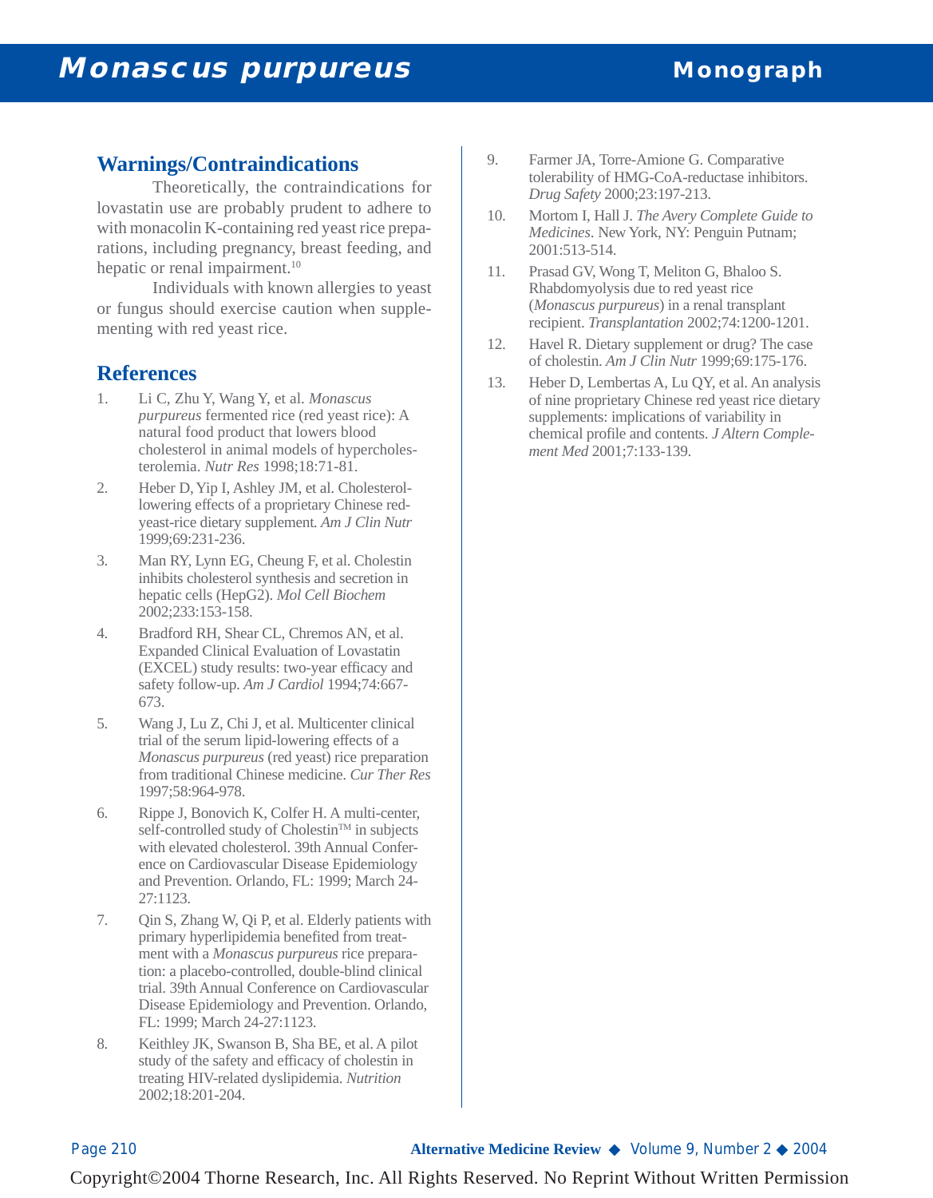## Warnings/Contraindications

Theoretically, the contraindications for lovastatin use are probably prudent to adhere to with monacolin K-containing red yeast rice preparations, including pregnancy, breast feeding, and hepatic or renal impairment.[10]

Individuals with known allergies to yeast or fungus should exercise caution when supplementing with red yeast rice.

## References

1. Li C, Zhu Y, Wang Y, et al. *Monascus purpureus* fermented rice (red yeast rice): A natural food product that lowers blood cholesterol in animal models of hypercholesterolemia. *Nutr Res* 1998;18:71-81.
2. Heber D, Yip I, Ashley JM, et al. Cholesterol-lowering effects of a proprietary Chinese red-yeast-rice dietary supplement. *Am J Clin Nutr* 1999;69:231-236.
3. Man RY, Lynn EG, Cheung F, et al. Cholestin inhibits cholesterol synthesis and secretion in hepatic cells (HepG2). *Mol Cell Biochem* 2002;233:153-158.
4. Bradford RH, Shear CL, Chremos AN, et al. Expanded Clinical Evaluation of Lovastatin (EXCEL) study results: two-year efficacy and safety follow-up. *Am J Cardiol* 1994;74:667-673.
5. Wang J, Lu Z, Chi J, et al. Multicenter clinical trial of the serum lipid-lowering effects of a *Monascus purpureus* (red yeast) rice preparation from traditional Chinese medicine. *Cur Ther Res* 1997;58:964-978.
6. Rippe J, Bonovich K, Colfer H. A multi-center, self-controlled study of Cholestin™ in subjects with elevated cholesterol. 39th Annual Conference on Cardiovascular Disease Epidemiology and Prevention. Orlando, FL: 1999; March 24-27:1123.
7. Qin S, Zhang W, Qi P, et al. Elderly patients with primary hyperlipidemia benefited from treatment with a *Monascus purpureus* rice preparation: a placebo-controlled, double-blind clinical trial. 39th Annual Conference on Cardiovascular Disease Epidemiology and Prevention. Orlando, FL: 1999; March 24-27:1123.
8. Keithley JK, Swanson B, Sha BE, et al. A pilot study of the safety and efficacy of cholestin in treating HIV-related dyslipidemia. *Nutrition* 2002;18:201-204.
9. Farmer JA, Torre-Amione G. Comparative tolerability of HMG-CoA-reductase inhibitors. *Drug Safety* 2000;23:197-213.
10. Mortom I, Hall J. *The Avery Complete Guide to Medicines*. New York, NY: Penguin Putnam; 2001:513-514.
11. Prasad GV, Wong T, Meliton G, Bhaloo S. Rhabdomyolysis due to red yeast rice (*Monascus purpureus*) in a renal transplant recipient. *Transplantation* 2002;74:1200-1201.
12. Havel R. Dietary supplement or drug? The case of cholestin. *Am J Clin Nutr* 1999;69:175-176.
13. Heber D, Lembertas A, Lu QY, et al. An analysis of nine proprietary Chinese red yeast rice dietary supplements: implications of variability in chemical profile and contents. *J Altern Complement Med* 2001;7:133-139.